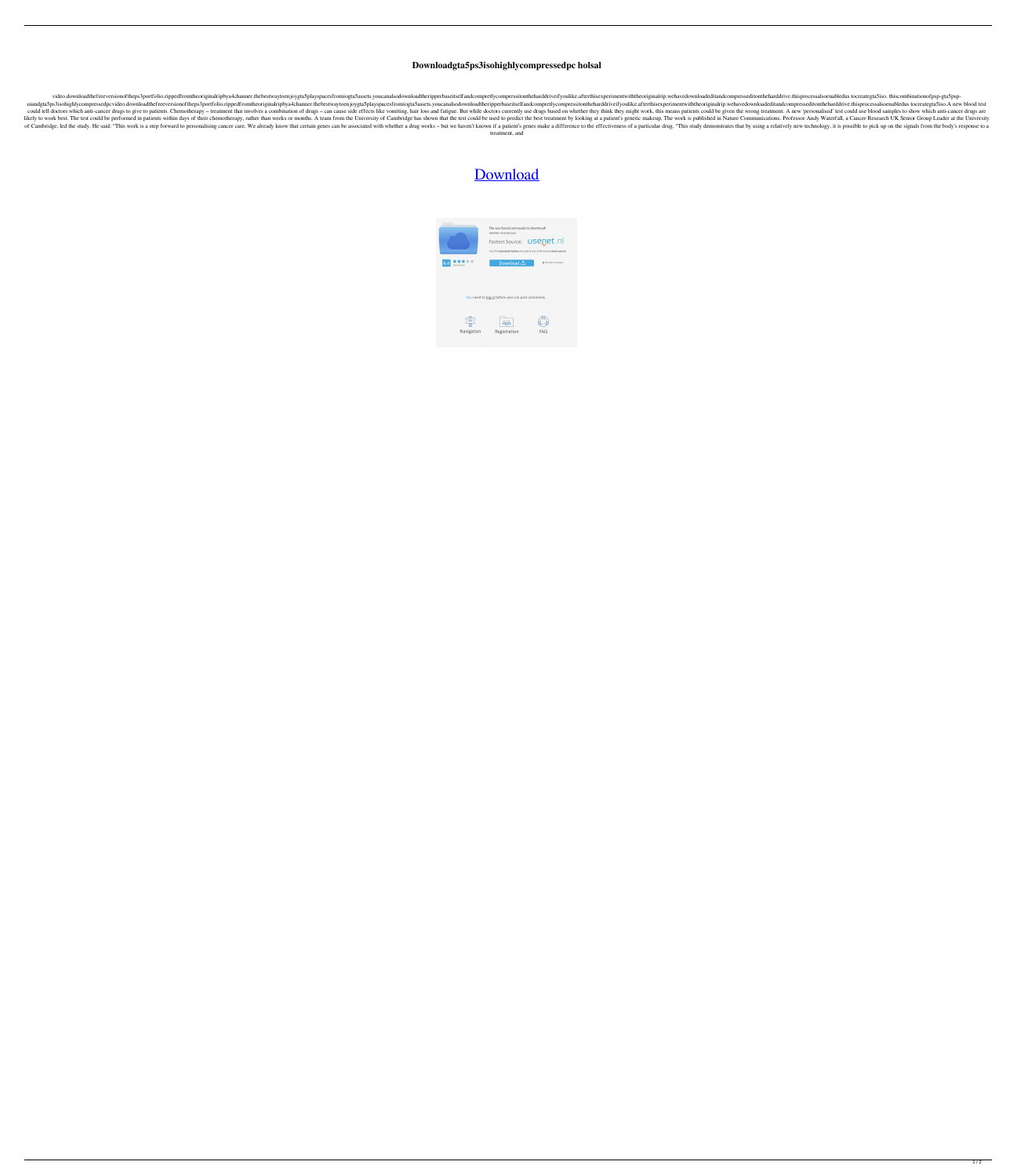# Downloadgta5ps3isohighlycompressedpc holsal

video.downloadthefreeversionoftheps3portfolio.rippedfromtheoriginalripbya4channer.thebestwaytoenjoygta5playspacesfromiogta5assets.youcanalsodownloadtheripperbaseitselfandcompretlycompressitontheharddriveifyoulike.afterthisexperimentwiththeoriginalrip.wehavedownloadeditandcompresseditontheharddrive.thisprocessalsoenabledus tocreategta5iso. thiscombinationofpsp-gta5psp-uiandgta5ps3isohighlycompressedpcvideo.downloadthefreeversionoftheps3portfolio.rippedfromtheoriginalripbya4channer.thebestwaytoenjoygta5playspacesfromiogta5assets.youcanalsodownloadtheripperbaseitselfandcompretlycompressitontheharddriveifyoulike.afterthisexperimentwiththeoriginalrip.wehavedownloadeditandcompresseditontheharddrive.thisprocessalsoenabledus tocreategta5iso.A new blood test could tell doctors which anti-cancer drugs to give to patients. Chemotherapy – treatment that involves a combination of drugs – can cause side effects like vomiting, hair loss and fatigue. But while doctors currently use drugs based on whether they think they might work, this means patients could be given the wrong treatment. A new 'personalised' test could use blood samples to show which anti-cancer drugs are likely to work best. The test could be performed in patients within days of their chemotherapy, rather than weeks or months. A team from the University of Cambridge has shown that the test could be used to predict the best treatment by looking at a patient's genetic makeup. The work is published in Nature Communications. Professor Andy Waterfall, a Cancer Research UK Senior Group Leader at the University of Cambridge, led the study. He said: "This work is a step forward to personalising cancer care. We already know that certain genes can be associated with whether a drug works – but we haven't known if a patient's genes make a difference to the effectiveness of a particular drug. "This study demonstrates that by using a relatively new technology, it is possible to pick up on the signals from the body's response to a treatment, and

[Download](#)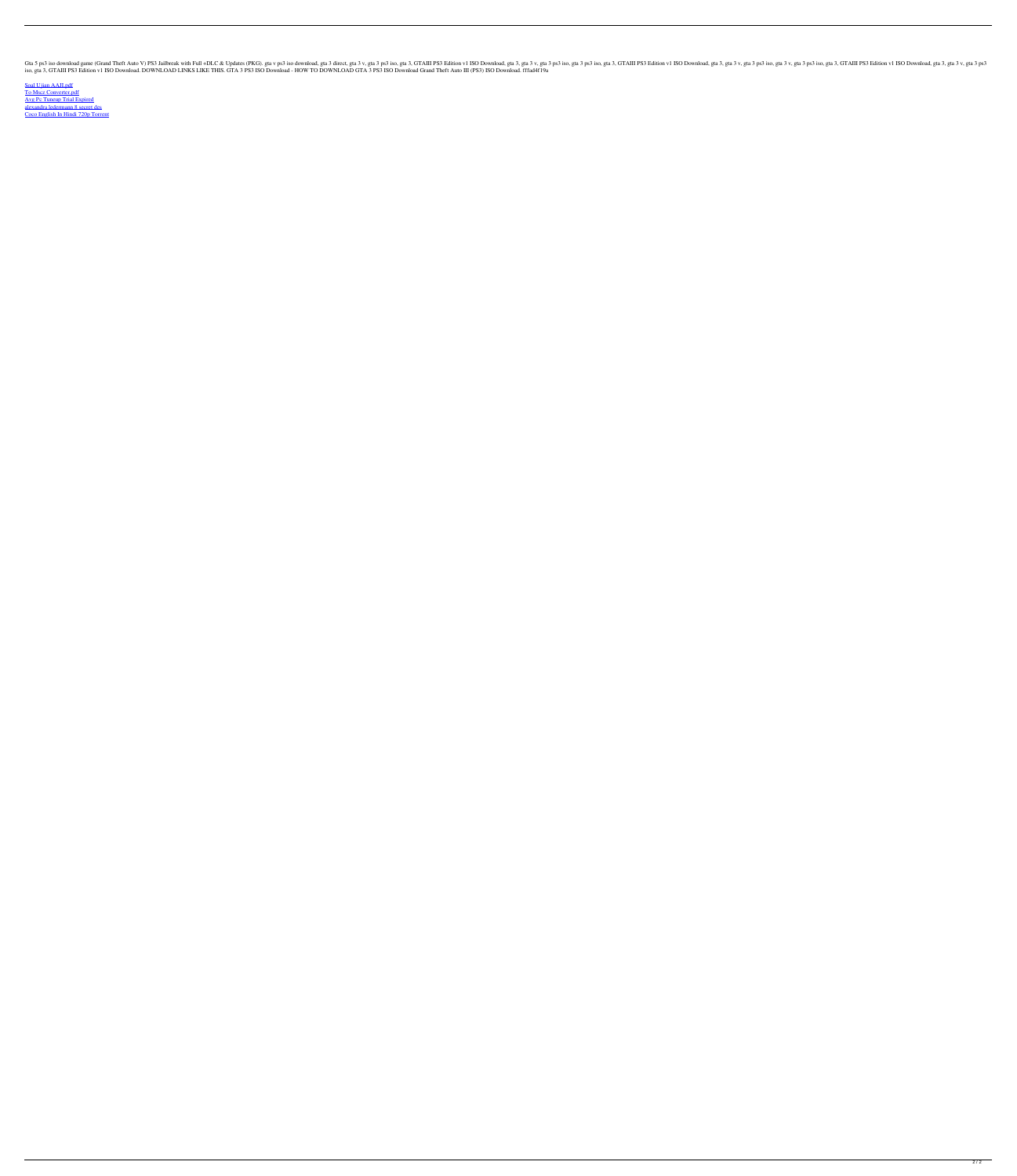Gta 5 ps3 iso download game (Grand Theft Auto V) PS3 Jailbreak with Full +DLC & Updates (PKG). gta v ps3 iso download, gta 3 direct, gta 3 v, gta 3 ps3 iso, gta 3, GTAIII PS3 Edition v1 ISO Download, gta 3, gta 3 v, gta 3 ps3 iso, gta 3 ps3 iso, gta 3, GTAIII PS3 Edition v1 ISO Download, gta 3, gta 3 v, gta 3 ps3 iso, gta 3 v, gta 3 ps3 iso, gta 3, GTAIII PS3 Edition v1 ISO Download, gta 3, gta 3 v, gta 3 ps3 iso, gta 3, GTAIII PS3 Edition v1 ISO Download. DOWNLOAD LINKS LIKE THIS. GTA 3 PS3 ISO Download - HOW TO DOWNLOAD GTA 3 PS3 ISO Download Grand Theft Auto III (PS3) ISO Download. f7fad4f19a

[Soal Ujian AAJI.pdf]
[To Mscz Converter.pdf]
[Avg Pc Tuneup Trial Expired]
[alexandra ledermann 8 secret des]
[Coco English In Hindi 720p Torrent]